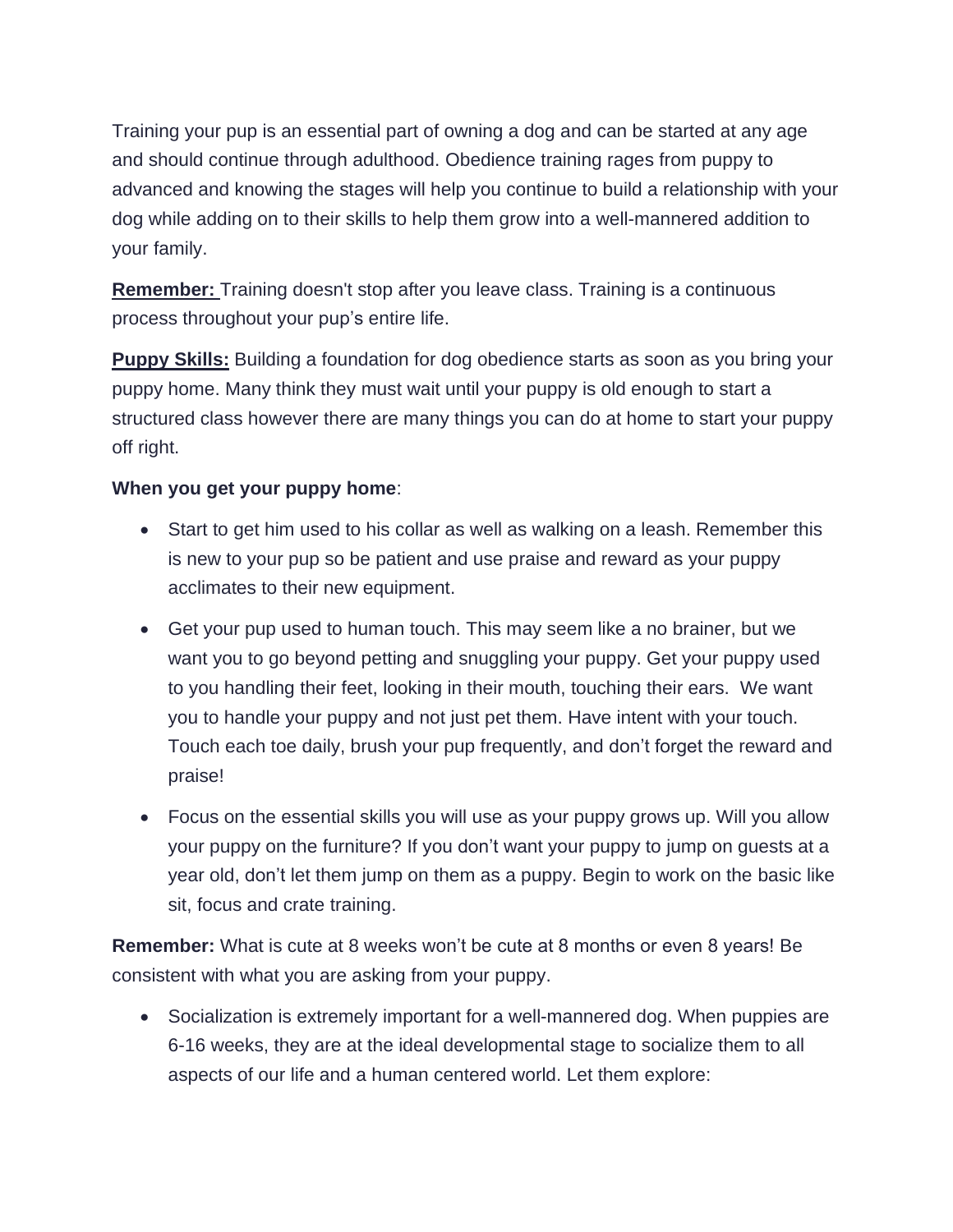Training your pup is an essential part of owning a dog and can be started at any age and should continue through adulthood. Obedience training rages from puppy to advanced and knowing the stages will help you continue to build a relationship with your dog while adding on to their skills to help them grow into a well-mannered addition to your family.

**Remember:** Training doesn't stop after you leave class. Training is a continuous process throughout your pup's entire life.

**Puppy Skills:** Building a foundation for dog obedience starts as soon as you bring your puppy home. Many think they must wait until your puppy is old enough to start a structured class however there are many things you can do at home to start your puppy off right.

**When you get your puppy home**:

- Start to get him used to his collar as well as walking on a leash. Remember this is new to your pup so be patient and use praise and reward as your puppy acclimates to their new equipment.
- Get your pup used to human touch. This may seem like a no brainer, but we want you to go beyond petting and snuggling your puppy. Get your puppy used to you handling their feet, looking in their mouth, touching their ears. We want you to handle your puppy and not just pet them. Have intent with your touch. Touch each toe daily, brush your pup frequently, and don't forget the reward and praise!
- Focus on the essential skills you will use as your puppy grows up. Will you allow your puppy on the furniture? If you don't want your puppy to jump on guests at a year old, don't let them jump on them as a puppy. Begin to work on the basic like sit, focus and crate training.

**Remember:** What is cute at 8 weeks won't be cute at 8 months or even 8 years! Be consistent with what you are asking from your puppy.

- Socialization is extremely important for a well-mannered dog. When puppies are 6-16 weeks, they are at the ideal developmental stage to socialize them to all aspects of our life and a human centered world. Let them explore: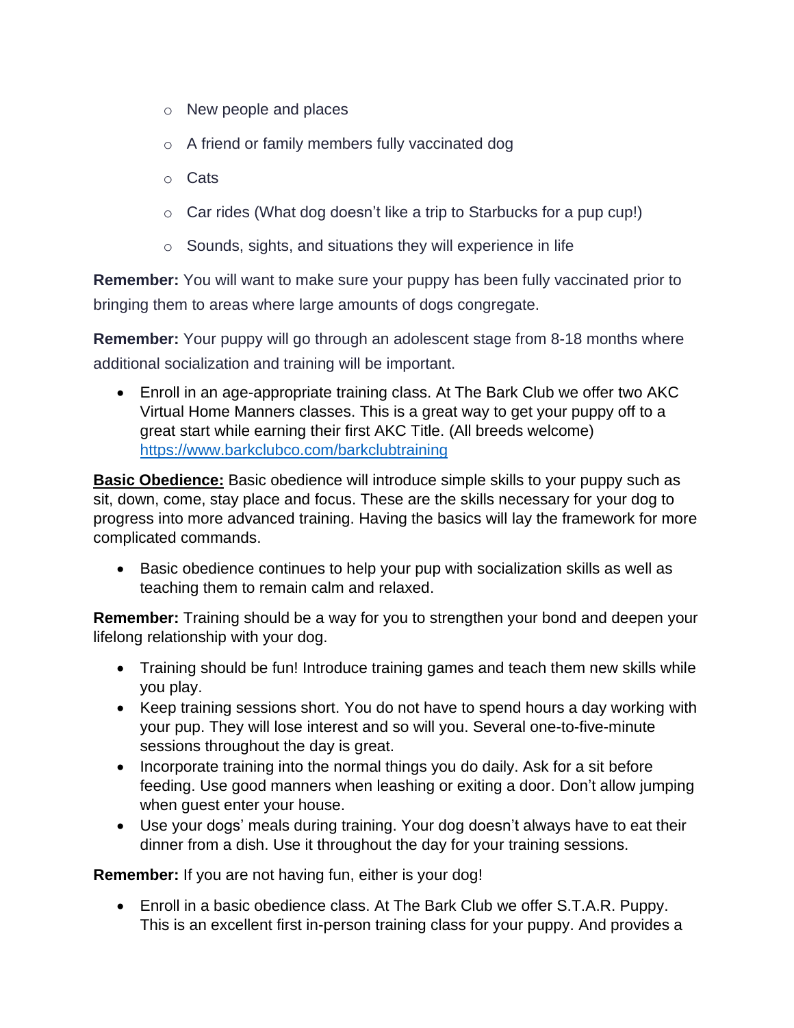- New people and places
  - A friend or family members fully vaccinated dog
  - Cats
  - Car rides (What dog doesn't like a trip to Starbucks for a pup cup!)
  - Sounds, sights, and situations they will experience in life

**Remember:** You will want to make sure your puppy has been fully vaccinated prior to bringing them to areas where large amounts of dogs congregate.

**Remember:** Your puppy will go through an adolescent stage from 8-18 months where additional socialization and training will be important.

- Enroll in an age-appropriate training class. At The Bark Club we offer two AKC Virtual Home Manners classes. This is a great way to get your puppy off to a great start while earning their first AKC Title. (All breeds welcome) https://www.barkclubco.com/barkclubtraining

**Basic Obedience:** Basic obedience will introduce simple skills to your puppy such as sit, down, come, stay place and focus. These are the skills necessary for your dog to progress into more advanced training. Having the basics will lay the framework for more complicated commands.

- Basic obedience continues to help your pup with socialization skills as well as teaching them to remain calm and relaxed.

**Remember:** Training should be a way for you to strengthen your bond and deepen your lifelong relationship with your dog.

- Training should be fun! Introduce training games and teach them new skills while you play.
- Keep training sessions short. You do not have to spend hours a day working with your pup. They will lose interest and so will you. Several one-to-five-minute sessions throughout the day is great.
- Incorporate training into the normal things you do daily. Ask for a sit before feeding. Use good manners when leashing or exiting a door. Don't allow jumping when guest enter your house.
- Use your dogs' meals during training. Your dog doesn't always have to eat their dinner from a dish. Use it throughout the day for your training sessions.

**Remember:** If you are not having fun, either is your dog!

- Enroll in a basic obedience class. At The Bark Club we offer S.T.A.R. Puppy. This is an excellent first in-person training class for your puppy. And provides a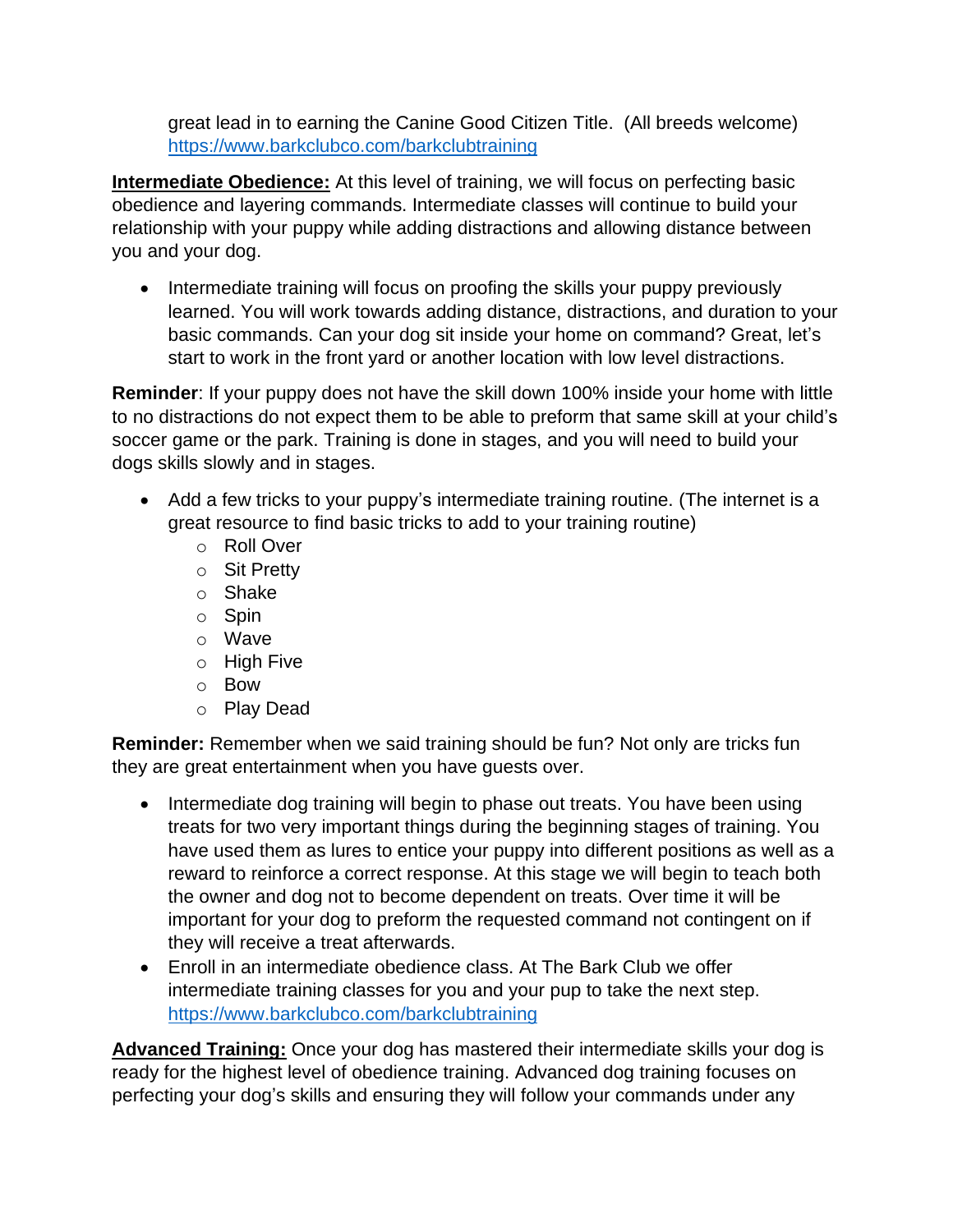great lead in to earning the Canine Good Citizen Title. (All breeds welcome) https://www.barkclubco.com/barkclubtraining

**Intermediate Obedience:** At this level of training, we will focus on perfecting basic obedience and layering commands. Intermediate classes will continue to build your relationship with your puppy while adding distractions and allowing distance between you and your dog.

- Intermediate training will focus on proofing the skills your puppy previously learned. You will work towards adding distance, distractions, and duration to your basic commands. Can your dog sit inside your home on command? Great, let's start to work in the front yard or another location with low level distractions.

**Reminder**: If your puppy does not have the skill down 100% inside your home with little to no distractions do not expect them to be able to preform that same skill at your child's soccer game or the park. Training is done in stages, and you will need to build your dogs skills slowly and in stages.

- Add a few tricks to your puppy's intermediate training routine. (The internet is a great resource to find basic tricks to add to your training routine)
  - Roll Over
  - Sit Pretty
  - Shake
  - Spin
  - Wave
  - High Five
  - Bow
  - Play Dead

**Reminder:** Remember when we said training should be fun? Not only are tricks fun they are great entertainment when you have guests over.

- Intermediate dog training will begin to phase out treats. You have been using treats for two very important things during the beginning stages of training. You have used them as lures to entice your puppy into different positions as well as a reward to reinforce a correct response. At this stage we will begin to teach both the owner and dog not to become dependent on treats. Over time it will be important for your dog to preform the requested command not contingent on if they will receive a treat afterwards.
- Enroll in an intermediate obedience class. At The Bark Club we offer intermediate training classes for you and your pup to take the next step. https://www.barkclubco.com/barkclubtraining

**Advanced Training:** Once your dog has mastered their intermediate skills your dog is ready for the highest level of obedience training. Advanced dog training focuses on perfecting your dog's skills and ensuring they will follow your commands under any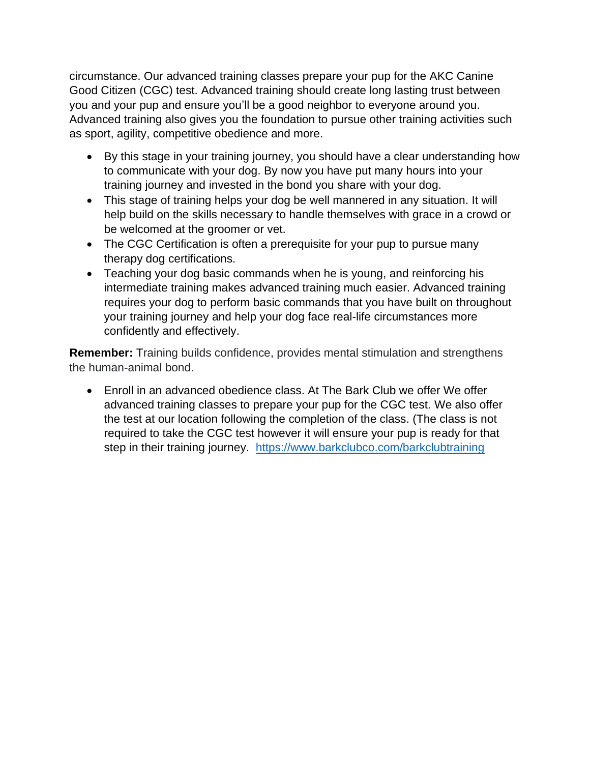circumstance. Our advanced training classes prepare your pup for the AKC Canine Good Citizen (CGC) test. Advanced training should create long lasting trust between you and your pup and ensure you'll be a good neighbor to everyone around you. Advanced training also gives you the foundation to pursue other training activities such as sport, agility, competitive obedience and more.

- By this stage in your training journey, you should have a clear understanding how to communicate with your dog. By now you have put many hours into your training journey and invested in the bond you share with your dog.
- This stage of training helps your dog be well mannered in any situation. It will help build on the skills necessary to handle themselves with grace in a crowd or be welcomed at the groomer or vet.
- The CGC Certification is often a prerequisite for your pup to pursue many therapy dog certifications.
- Teaching your dog basic commands when he is young, and reinforcing his intermediate training makes advanced training much easier. Advanced training requires your dog to perform basic commands that you have built on throughout your training journey and help your dog face real-life circumstances more confidently and effectively.

**Remember:** Training builds confidence, provides mental stimulation and strengthens the human-animal bond.

- Enroll in an advanced obedience class. At The Bark Club we offer We offer advanced training classes to prepare your pup for the CGC test. We also offer the test at our location following the completion of the class. (The class is not required to take the CGC test however it will ensure your pup is ready for that step in their training journey. [https://www.barkclubco.com/barkclubtraining](https://www.barkclubco.com/barkclubtraining)